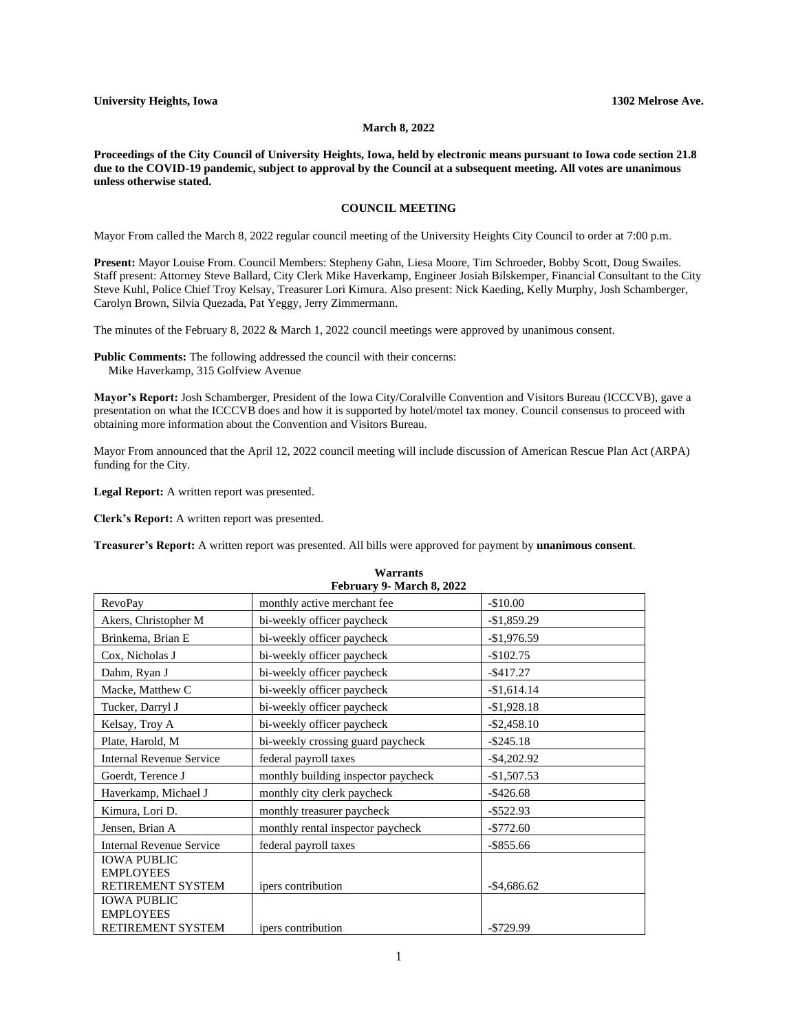**University Heights, Iowa** **1302 Melrose Ave.**

**March 8, 2022**

**Proceedings of the City Council of University Heights, Iowa, held by electronic means pursuant to Iowa code section 21.8 due to the COVID-19 pandemic, subject to approval by the Council at a subsequent meeting. All votes are unanimous unless otherwise stated.**

## COUNCIL MEETING

Mayor From called the March 8, 2022 regular council meeting of the University Heights City Council to order at 7:00 p.m.

**Present:** Mayor Louise From. Council Members: Stepheny Gahn, Liesa Moore, Tim Schroeder, Bobby Scott, Doug Swailes. Staff present: Attorney Steve Ballard, City Clerk Mike Haverkamp, Engineer Josiah Bilskemper, Financial Consultant to the City Steve Kuhl, Police Chief Troy Kelsay, Treasurer Lori Kimura. Also present: Nick Kaeding, Kelly Murphy, Josh Schamberger, Carolyn Brown, Silvia Quezada, Pat Yeggy, Jerry Zimmermann.

The minutes of the February 8, 2022 & March 1, 2022 council meetings were approved by unanimous consent.

**Public Comments:** The following addressed the council with their concerns:
Mike Haverkamp, 315 Golfview Avenue

**Mayor's Report:** Josh Schamberger, President of the Iowa City/Coralville Convention and Visitors Bureau (ICCCVB), gave a presentation on what the ICCCVB does and how it is supported by hotel/motel tax money. Council consensus to proceed with obtaining more information about the Convention and Visitors Bureau.

Mayor From announced that the April 12, 2022 council meeting will include discussion of American Rescue Plan Act (ARPA) funding for the City.

**Legal Report:** A written report was presented.

**Clerk's Report:** A written report was presented.

**Treasurer's Report:** A written report was presented. All bills were approved for payment by **unanimous consent**.

**Warrants**
**February 9- March 8, 2022**

| | | |
|---|---|---|
| RevoPay | monthly active merchant fee | -$10.00 |
| Akers, Christopher M | bi-weekly officer paycheck | -$1,859.29 |
| Brinkema, Brian E | bi-weekly officer paycheck | -$1,976.59 |
| Cox, Nicholas J | bi-weekly officer paycheck | -$102.75 |
| Dahm, Ryan J | bi-weekly officer paycheck | -$417.27 |
| Macke, Matthew C | bi-weekly officer paycheck | -$1,614.14 |
| Tucker, Darryl J | bi-weekly officer paycheck | -$1,928.18 |
| Kelsay, Troy A | bi-weekly officer paycheck | -$2,458.10 |
| Plate, Harold, M | bi-weekly crossing guard paycheck | -$245.18 |
| Internal Revenue Service | federal payroll taxes | -$4,202.92 |
| Goerdt, Terence J | monthly building inspector paycheck | -$1,507.53 |
| Haverkamp, Michael J | monthly city clerk paycheck | -$426.68 |
| Kimura, Lori D. | monthly treasurer paycheck | -$522.93 |
| Jensen, Brian A | monthly rental inspector paycheck | -$772.60 |
| Internal Revenue Service | federal payroll taxes | -$855.66 |
| IOWA PUBLIC EMPLOYEES RETIREMENT SYSTEM | ipers contribution | -$4,686.62 |
| IOWA PUBLIC EMPLOYEES RETIREMENT SYSTEM | ipers contribution | -$729.99 |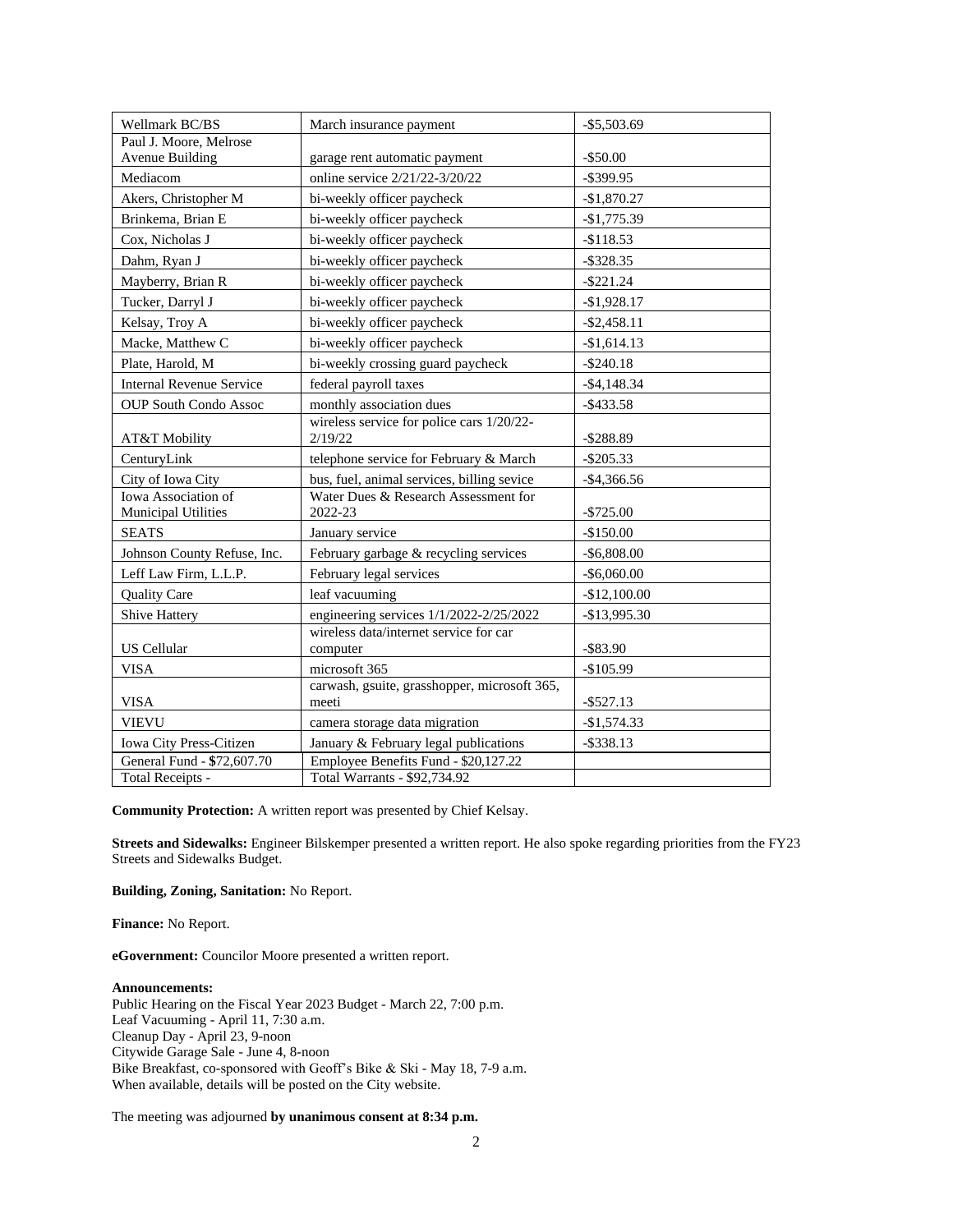| Wellmark BC/BS | March insurance payment | -$5,503.69 |
|---|---|---|
| Paul J. Moore, Melrose Avenue Building | garage rent automatic payment | -$50.00 |
| Mediacom | online service 2/21/22-3/20/22 | -$399.95 |
| Akers, Christopher M | bi-weekly officer paycheck | -$1,870.27 |
| Brinkema, Brian E | bi-weekly officer paycheck | -$1,775.39 |
| Cox, Nicholas J | bi-weekly officer paycheck | -$118.53 |
| Dahm, Ryan J | bi-weekly officer paycheck | -$328.35 |
| Mayberry, Brian R | bi-weekly officer paycheck | -$221.24 |
| Tucker, Darryl J | bi-weekly officer paycheck | -$1,928.17 |
| Kelsay, Troy A | bi-weekly officer paycheck | -$2,458.11 |
| Macke, Matthew C | bi-weekly officer paycheck | -$1,614.13 |
| Plate, Harold, M | bi-weekly crossing guard paycheck | -$240.18 |
| Internal Revenue Service | federal payroll taxes | -$4,148.34 |
| OUP South Condo Assoc | monthly association dues | -$433.58 |
| AT&T Mobility | wireless service for police cars 1/20/22-2/19/22 | -$288.89 |
| CenturyLink | telephone service for February & March | -$205.33 |
| City of Iowa City | bus, fuel, animal services, billing sevice | -$4,366.56 |
| Iowa Association of Municipal Utilities | Water Dues & Research Assessment for 2022-23 | -$725.00 |
| SEATS | January service | -$150.00 |
| Johnson County Refuse, Inc. | February garbage & recycling services | -$6,808.00 |
| Leff Law Firm, L.L.P. | February legal services | -$6,060.00 |
| Quality Care | leaf vacuuming | -$12,100.00 |
| Shive Hattery | engineering services 1/1/2022-2/25/2022 | -$13,995.30 |
| US Cellular | wireless data/internet service for car computer | -$83.90 |
| VISA | microsoft 365 | -$105.99 |
| VISA | carwash, gsuite, grasshopper, microsoft 365, meeti | -$527.13 |
| VIEVU | camera storage data migration | -$1,574.33 |
| Iowa City Press-Citizen | January & February legal publications | -$338.13 |
| General Fund - $72,607.70 | Employee Benefits Fund - $20,127.22 | |
| Total Receipts - | Total Warrants - $92,734.92 | |

**Community Protection:** A written report was presented by Chief Kelsay.

**Streets and Sidewalks:** Engineer Bilskemper presented a written report. He also spoke regarding priorities from the FY23 Streets and Sidewalks Budget.

**Building, Zoning, Sanitation:** No Report.

**Finance:** No Report.

**eGovernment:** Councilor Moore presented a written report.

**Announcements:**
Public Hearing on the Fiscal Year 2023 Budget - March 22, 7:00 p.m.
Leaf Vacuuming - April 11, 7:30 a.m.
Cleanup Day - April 23, 9-noon
Citywide Garage Sale - June 4, 8-noon
Bike Breakfast, co-sponsored with Geoff's Bike & Ski - May 18, 7-9 a.m.
When available, details will be posted on the City website.

The meeting was adjourned **by unanimous consent at 8:34 p.m.**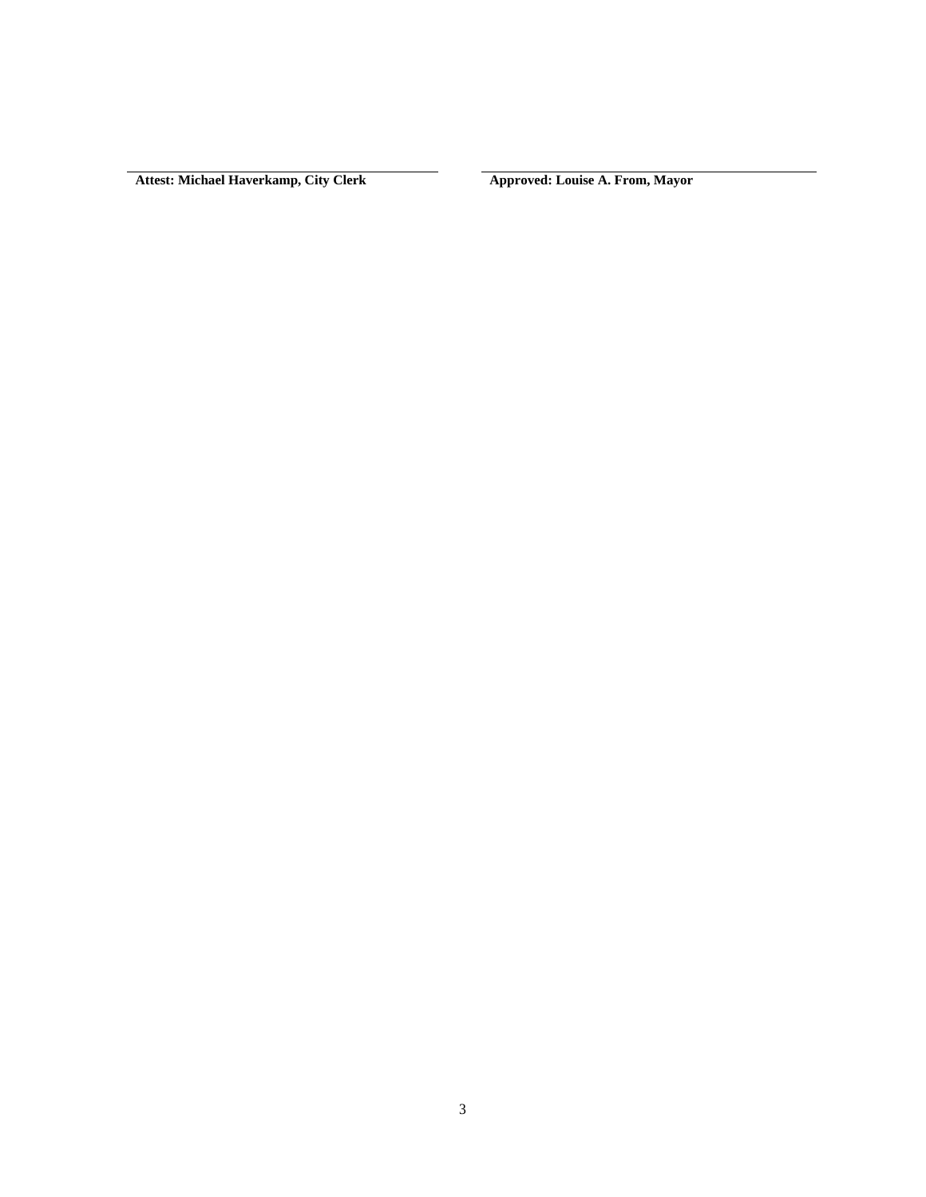**Attest: Michael Haverkamp, City Clerk**

**Approved: Louise A. From, Mayor**